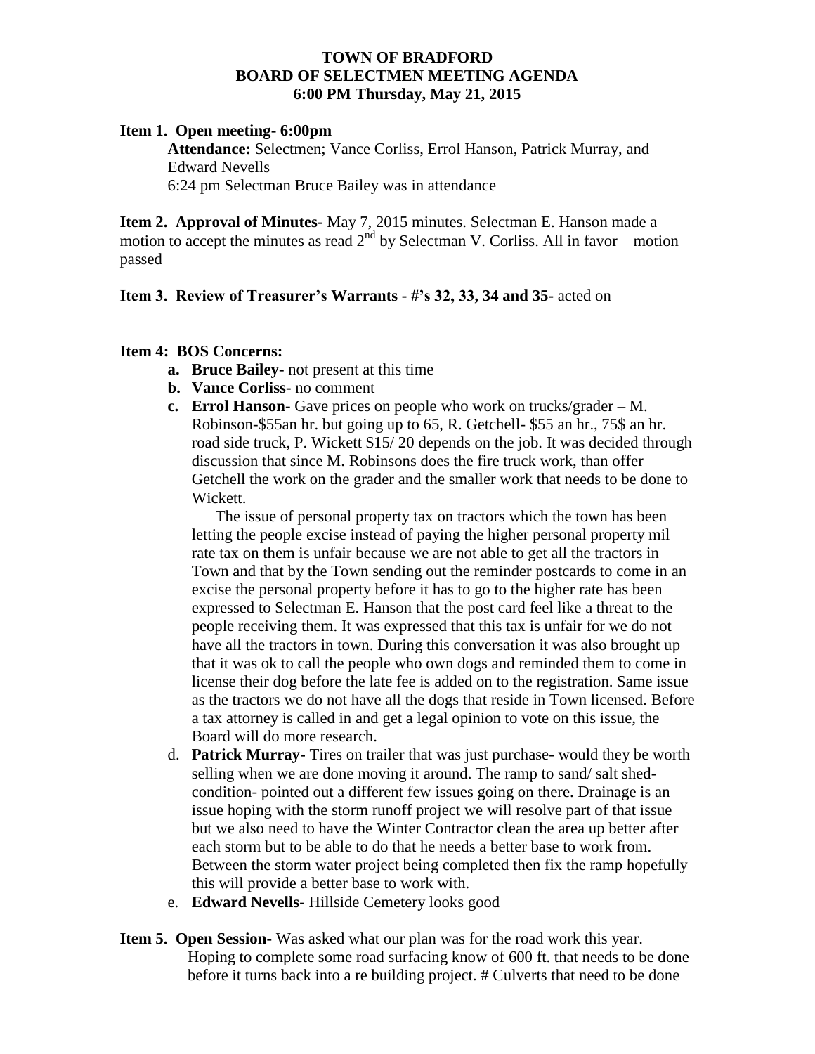**TOWN OF BRADFORD**
**BOARD OF SELECTMEN MEETING AGENDA**
**6:00 PM Thursday, May 21, 2015**

**Item 1. Open meeting- 6:00pm**

**Attendance:** Selectmen; Vance Corliss, Errol Hanson, Patrick Murray, and Edward Nevells
6:24 pm Selectman Bruce Bailey was in attendance

**Item 2. Approval of Minutes-** May 7, 2015 minutes. Selectman E. Hanson made a motion to accept the minutes as read 2nd by Selectman V. Corliss. All in favor – motion passed

**Item 3. Review of Treasurer's Warrants - #'s 32, 33, 34 and 35-** acted on

**Item 4: BOS Concerns:**

a. **Bruce Bailey-** not present at this time
b. **Vance Corliss-** no comment
c. **Errol Hanson-** Gave prices on people who work on trucks/grader – M. Robinson-$55an hr. but going up to 65, R. Getchell- $55 an hr., 75$ an hr. road side truck, P. Wickett $15/ 20 depends on the job. It was decided through discussion that since M. Robinsons does the fire truck work, than offer Getchell the work on the grader and the smaller work that needs to be done to Wickett.

   The issue of personal property tax on tractors which the town has been letting the people excise instead of paying the higher personal property mil rate tax on them is unfair because we are not able to get all the tractors in Town and that by the Town sending out the reminder postcards to come in an excise the personal property before it has to go to the higher rate has been expressed to Selectman E. Hanson that the post card feel like a threat to the people receiving them. It was expressed that this tax is unfair for we do not have all the tractors in town. During this conversation it was also brought up that it was ok to call the people who own dogs and reminded them to come in license their dog before the late fee is added on to the registration. Same issue as the tractors we do not have all the dogs that reside in Town licensed. Before a tax attorney is called in and get a legal opinion to vote on this issue, the Board will do more research.
d. **Patrick Murray-** Tires on trailer that was just purchase- would they be worth selling when we are done moving it around. The ramp to sand/ salt shed-condition- pointed out a different few issues going on there. Drainage is an issue hoping with the storm runoff project we will resolve part of that issue but we also need to have the Winter Contractor clean the area up better after each storm but to be able to do that he needs a better base to work from. Between the storm water project being completed then fix the ramp hopefully this will provide a better base to work with.
e. **Edward Nevells-** Hillside Cemetery looks good

**Item 5. Open Session-** Was asked what our plan was for the road work this year. Hoping to complete some road surfacing know of 600 ft. that needs to be done before it turns back into a re building project. # Culverts that need to be done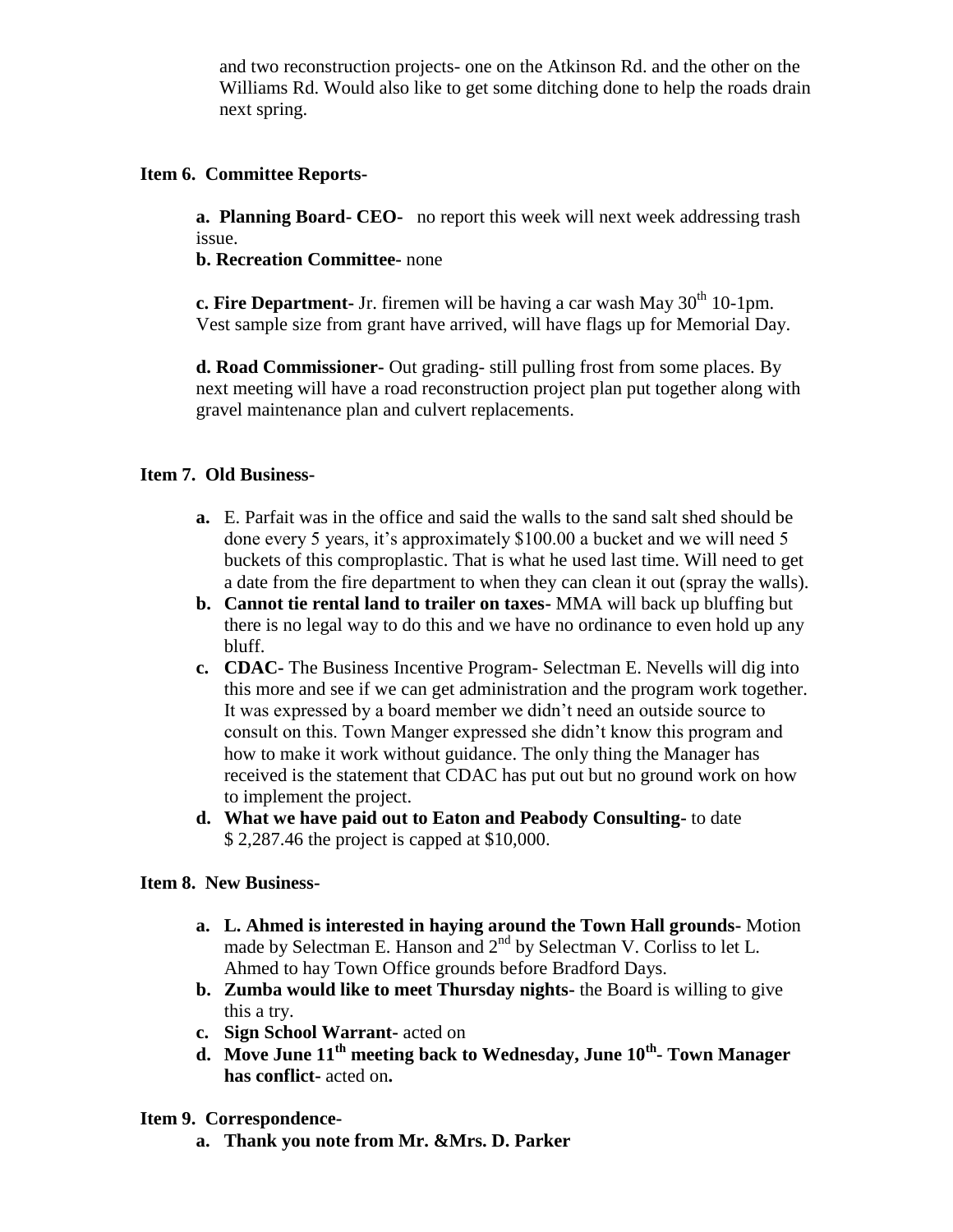and two reconstruction projects- one on the Atkinson Rd. and the other on the Williams Rd. Would also like to get some ditching done to help the roads drain next spring.

**Item 6. Committee Reports-**

**a. Planning Board- CEO-** no report this week will next week addressing trash issue.

**b. Recreation Committee-** none

**c. Fire Department-** Jr. firemen will be having a car wash May 30th 10-1pm. Vest sample size from grant have arrived, will have flags up for Memorial Day.

**d. Road Commissioner-** Out grading- still pulling frost from some places. By next meeting will have a road reconstruction project plan put together along with gravel maintenance plan and culvert replacements.

**Item 7. Old Business-**

- **a.** E. Parfait was in the office and said the walls to the sand salt shed should be done every 5 years, it's approximately $100.00 a bucket and we will need 5 buckets of this comproplastic. That is what he used last time. Will need to get a date from the fire department to when they can clean it out (spray the walls).
- **b. Cannot tie rental land to trailer on taxes-** MMA will back up bluffing but there is no legal way to do this and we have no ordinance to even hold up any bluff.
- **c. CDAC-** The Business Incentive Program- Selectman E. Nevells will dig into this more and see if we can get administration and the program work together. It was expressed by a board member we didn't need an outside source to consult on this. Town Manger expressed she didn't know this program and how to make it work without guidance. The only thing the Manager has received is the statement that CDAC has put out but no ground work on how to implement the project.
- **d. What we have paid out to Eaton and Peabody Consulting-** to date $ 2,287.46 the project is capped at $10,000.

**Item 8. New Business-**

- **a. L. Ahmed is interested in haying around the Town Hall grounds-** Motion made by Selectman E. Hanson and 2nd by Selectman V. Corliss to let L. Ahmed to hay Town Office grounds before Bradford Days.
- **b. Zumba would like to meet Thursday nights-** the Board is willing to give this a try.
- **c. Sign School Warrant-** acted on
- **d. Move June 11th meeting back to Wednesday, June 10th- Town Manager has conflict-** acted on**.**

**Item 9. Correspondence-**

- **a. Thank you note from Mr. &Mrs. D. Parker**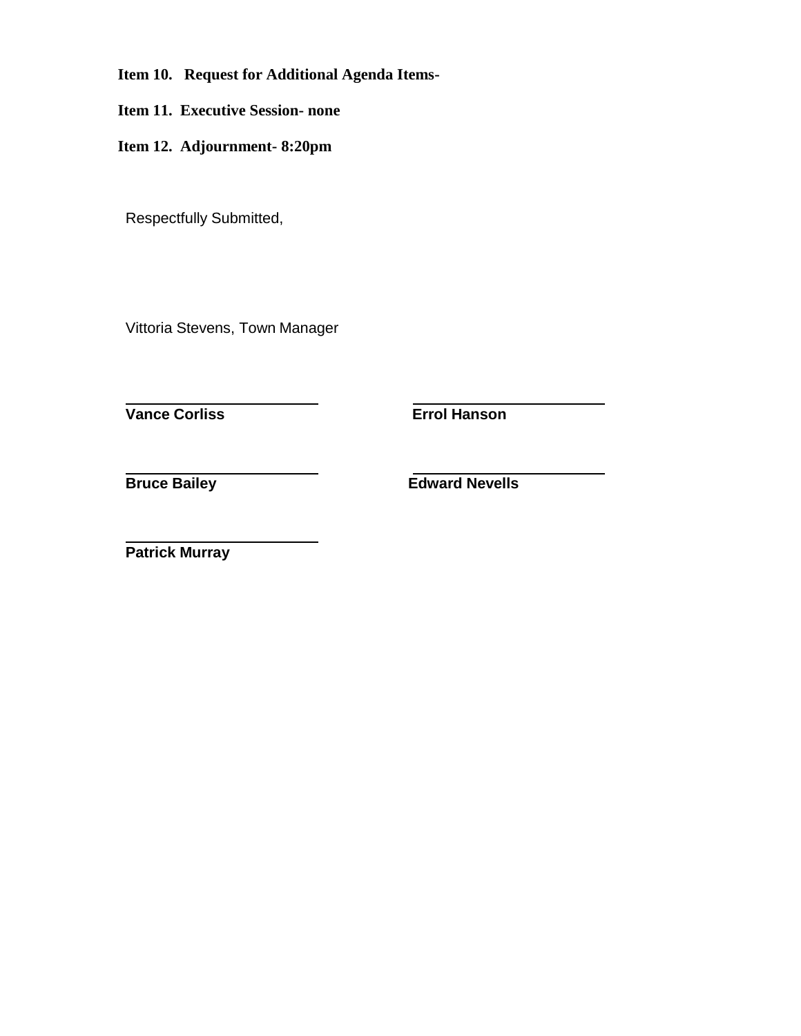**Item 10. Request for Additional Agenda Items-**

**Item 11. Executive Session- none**

**Item 12. Adjournment- 8:20pm**

Respectfully Submitted,

Vittoria Stevens, Town Manager

**Vance Corliss** **Errol Hanson**

**Bruce Bailey** **Edward Nevells**

**Patrick Murray**